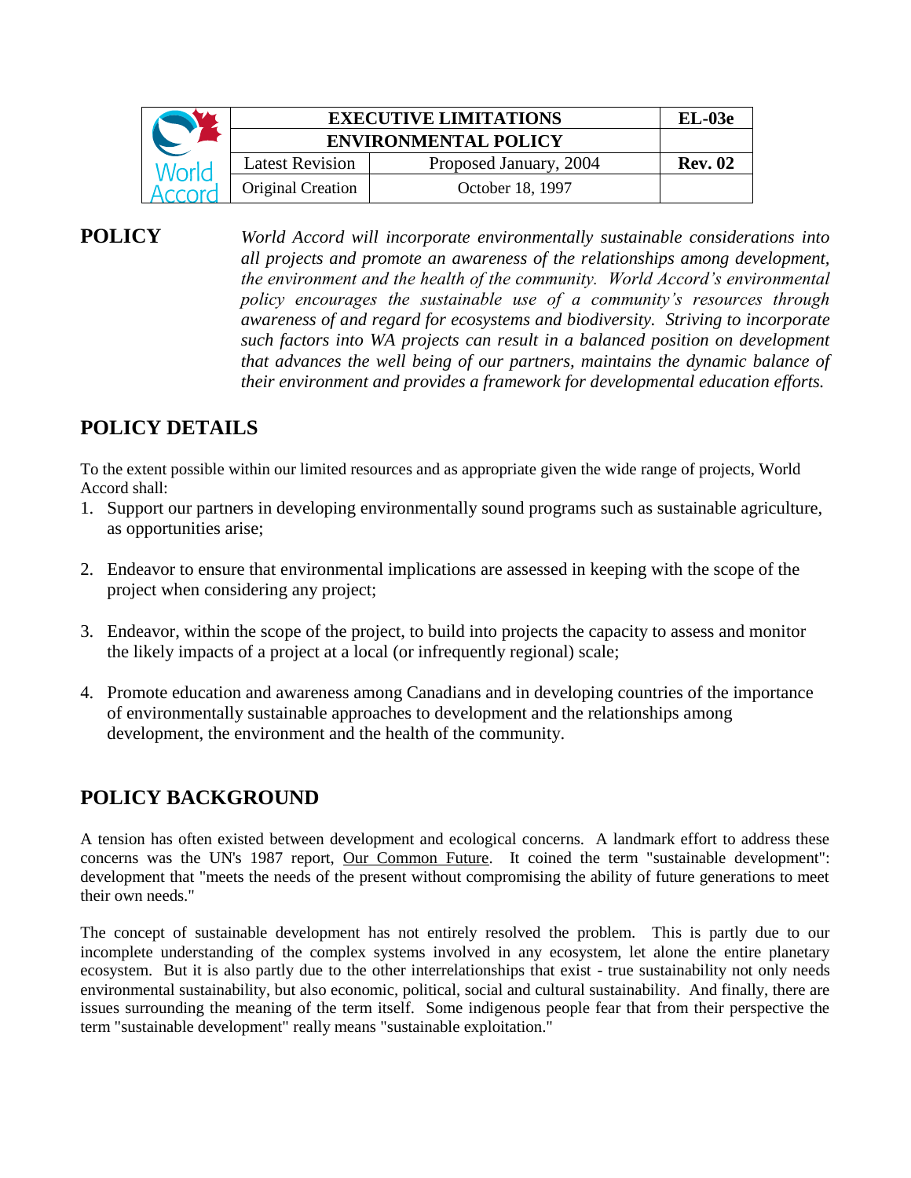| World Accord | EXECUTIVE LIMITATIONS | | EL-03e |
|---|---|---|---|
| | ENVIRONMENTAL POLICY | | |
| | Latest Revision | Proposed January, 2004 | Rev. 02 |
| | Original Creation | October 18, 1997 | |

**POLICY**

*World Accord will incorporate environmentally sustainable considerations into all projects and promote an awareness of the relationships among development, the environment and the health of the community. World Accord's environmental policy encourages the sustainable use of a community's resources through awareness of and regard for ecosystems and biodiversity. Striving to incorporate such factors into WA projects can result in a balanced position on development that advances the well being of our partners, maintains the dynamic balance of their environment and provides a framework for developmental education efforts.*

## POLICY DETAILS

To the extent possible within our limited resources and as appropriate given the wide range of projects, World Accord shall:

1. Support our partners in developing environmentally sound programs such as sustainable agriculture, as opportunities arise;

2. Endeavor to ensure that environmental implications are assessed in keeping with the scope of the project when considering any project;

3. Endeavor, within the scope of the project, to build into projects the capacity to assess and monitor the likely impacts of a project at a local (or infrequently regional) scale;

4. Promote education and awareness among Canadians and in developing countries of the importance of environmentally sustainable approaches to development and the relationships among development, the environment and the health of the community.

## POLICY BACKGROUND

A tension has often existed between development and ecological concerns. A landmark effort to address these concerns was the UN's 1987 report, Our Common Future. It coined the term "sustainable development": development that "meets the needs of the present without compromising the ability of future generations to meet their own needs."

The concept of sustainable development has not entirely resolved the problem. This is partly due to our incomplete understanding of the complex systems involved in any ecosystem, let alone the entire planetary ecosystem. But it is also partly due to the other interrelationships that exist - true sustainability not only needs environmental sustainability, but also economic, political, social and cultural sustainability. And finally, there are issues surrounding the meaning of the term itself. Some indigenous people fear that from their perspective the term "sustainable development" really means "sustainable exploitation."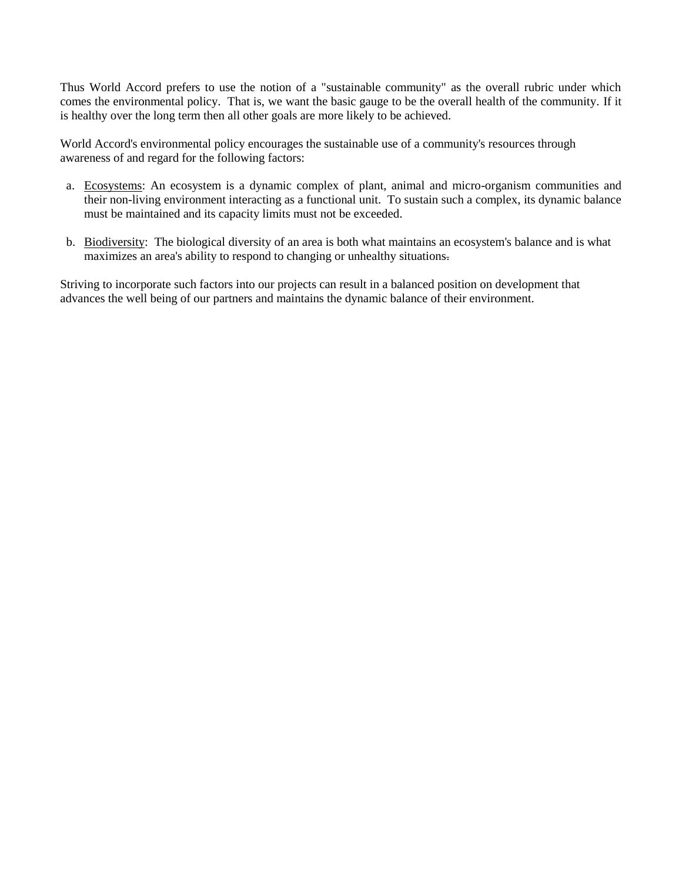Thus World Accord prefers to use the notion of a "sustainable community" as the overall rubric under which comes the environmental policy. That is, we want the basic gauge to be the overall health of the community. If it is healthy over the long term then all other goals are more likely to be achieved.

World Accord's environmental policy encourages the sustainable use of a community's resources through awareness of and regard for the following factors:

a. Ecosystems: An ecosystem is a dynamic complex of plant, animal and micro-organism communities and their non-living environment interacting as a functional unit. To sustain such a complex, its dynamic balance must be maintained and its capacity limits must not be exceeded.

b. Biodiversity: The biological diversity of an area is both what maintains an ecosystem's balance and is what maximizes an area's ability to respond to changing or unhealthy situations.

Striving to incorporate such factors into our projects can result in a balanced position on development that advances the well being of our partners and maintains the dynamic balance of their environment.